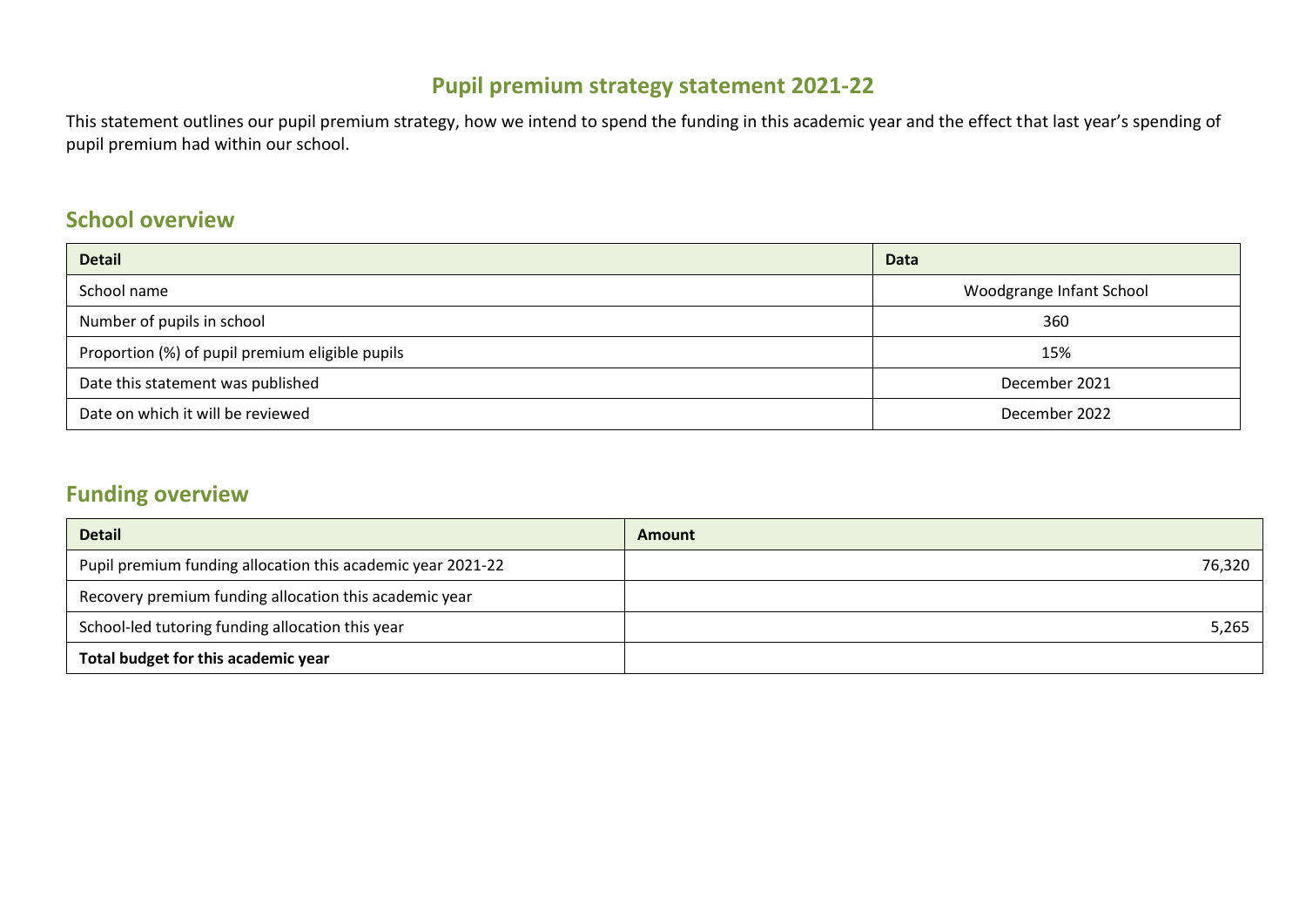# Pupil premium strategy statement 2021-22

This statement outlines our pupil premium strategy, how we intend to spend the funding in this academic year and the effect that last year's spending of pupil premium had within our school.

## School overview

| Detail | Data |
| --- | --- |
| School name | Woodgrange Infant School |
| Number of pupils in school | 360 |
| Proportion (%) of pupil premium eligible pupils | 15% |
| Date this statement was published | December 2021 |
| Date on which it will be reviewed | December 2022 |

## Funding overview

| Detail | Amount |
| --- | --- |
| Pupil premium funding allocation this academic year 2021-22 | 76,320 |
| Recovery premium funding allocation this academic year | |
| School-led tutoring funding allocation this year | 5,265 |
| **Total budget for this academic year** | |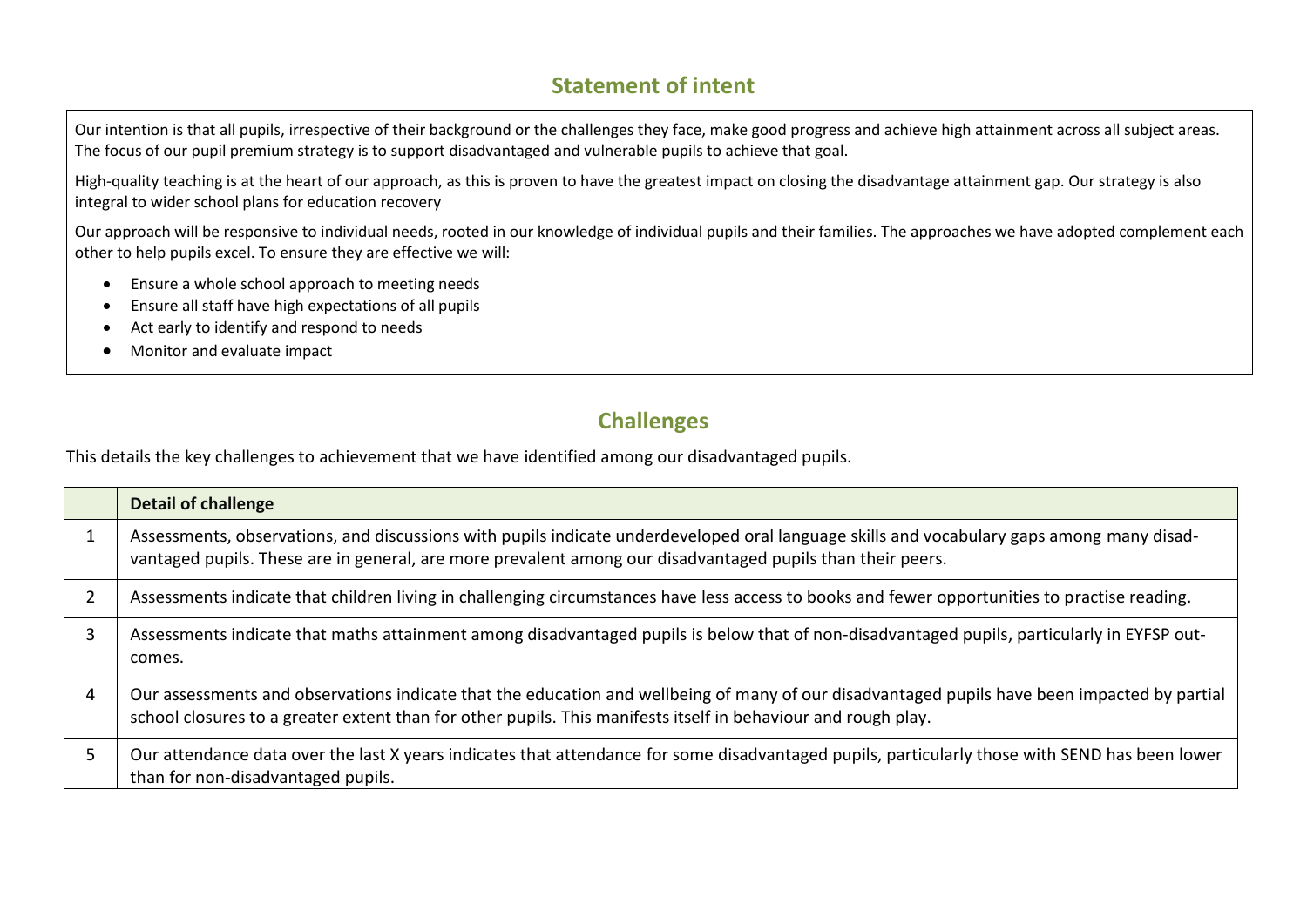## Statement of intent

Our intention is that all pupils, irrespective of their background or the challenges they face, make good progress and achieve high attainment across all subject areas. The focus of our pupil premium strategy is to support disadvantaged and vulnerable pupils to achieve that goal.

High-quality teaching is at the heart of our approach, as this is proven to have the greatest impact on closing the disadvantage attainment gap. Our strategy is also integral to wider school plans for education recovery

Our approach will be responsive to individual needs, rooted in our knowledge of individual pupils and their families. The approaches we have adopted complement each other to help pupils excel. To ensure they are effective we will:

- Ensure a whole school approach to meeting needs
- Ensure all staff have high expectations of all pupils
- Act early to identify and respond to needs
- Monitor and evaluate impact

## Challenges

This details the key challenges to achievement that we have identified among our disadvantaged pupils.

| | **Detail of challenge** |
|---|---|
| 1 | Assessments, observations, and discussions with pupils indicate underdeveloped oral language skills and vocabulary gaps among many disadvantaged pupils. These are in general, are more prevalent among our disadvantaged pupils than their peers. |
| 2 | Assessments indicate that children living in challenging circumstances have less access to books and fewer opportunities to practise reading. |
| 3 | Assessments indicate that maths attainment among disadvantaged pupils is below that of non-disadvantaged pupils, particularly in EYFSP outcomes. |
| 4 | Our assessments and observations indicate that the education and wellbeing of many of our disadvantaged pupils have been impacted by partial school closures to a greater extent than for other pupils. This manifests itself in behaviour and rough play. |
| 5 | Our attendance data over the last X years indicates that attendance for some disadvantaged pupils, particularly those with SEND has been lower than for non-disadvantaged pupils. |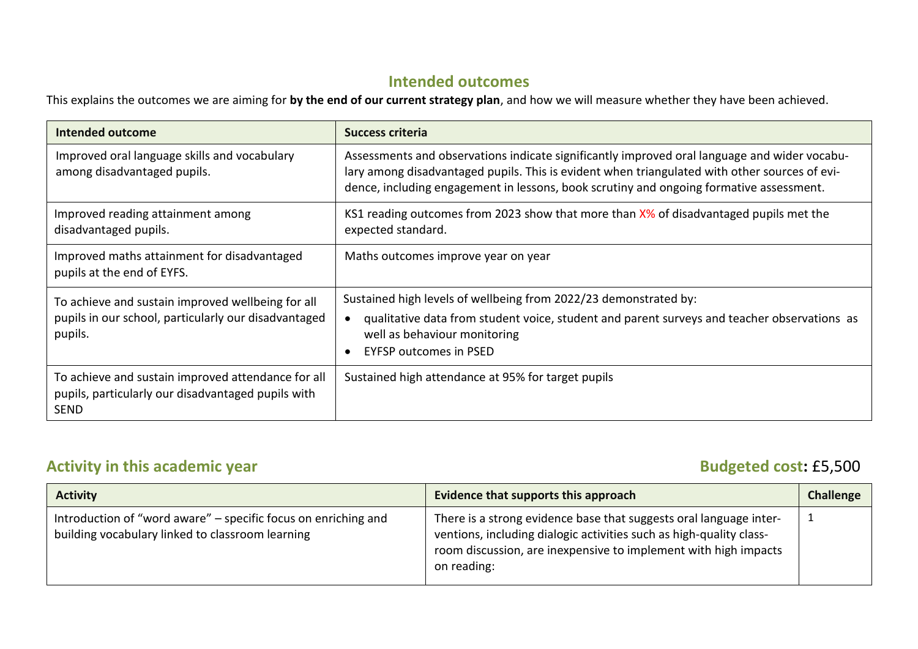## Intended outcomes

This explains the outcomes we are aiming for **by the end of our current strategy plan**, and how we will measure whether they have been achieved.

| Intended outcome | Success criteria |
|---|---|
| Improved oral language skills and vocabulary among disadvantaged pupils. | Assessments and observations indicate significantly improved oral language and wider vocabulary among disadvantaged pupils. This is evident when triangulated with other sources of evidence, including engagement in lessons, book scrutiny and ongoing formative assessment. |
| Improved reading attainment among disadvantaged pupils. | KS1 reading outcomes from 2023 show that more than X% of disadvantaged pupils met the expected standard. |
| Improved maths attainment for disadvantaged pupils at the end of EYFS. | Maths outcomes improve year on year |
| To achieve and sustain improved wellbeing for all pupils in our school, particularly our disadvantaged pupils. | Sustained high levels of wellbeing from 2022/23 demonstrated by: <br>• qualitative data from student voice, student and parent surveys and teacher observations as well as behaviour monitoring <br>• EYFSP outcomes in PSED |
| To achieve and sustain improved attendance for all pupils, particularly our disadvantaged pupils with SEND | Sustained high attendance at 95% for target pupils |

## Activity in this academic year

**Budgeted cost:** £5,500

| Activity | Evidence that supports this approach | Challenge |
|---|---|---|
| Introduction of "word aware" – specific focus on enriching and building vocabulary linked to classroom learning | There is a strong evidence base that suggests oral language interventions, including dialogic activities such as high-quality classroom discussion, are inexpensive to implement with high impacts on reading: | 1 |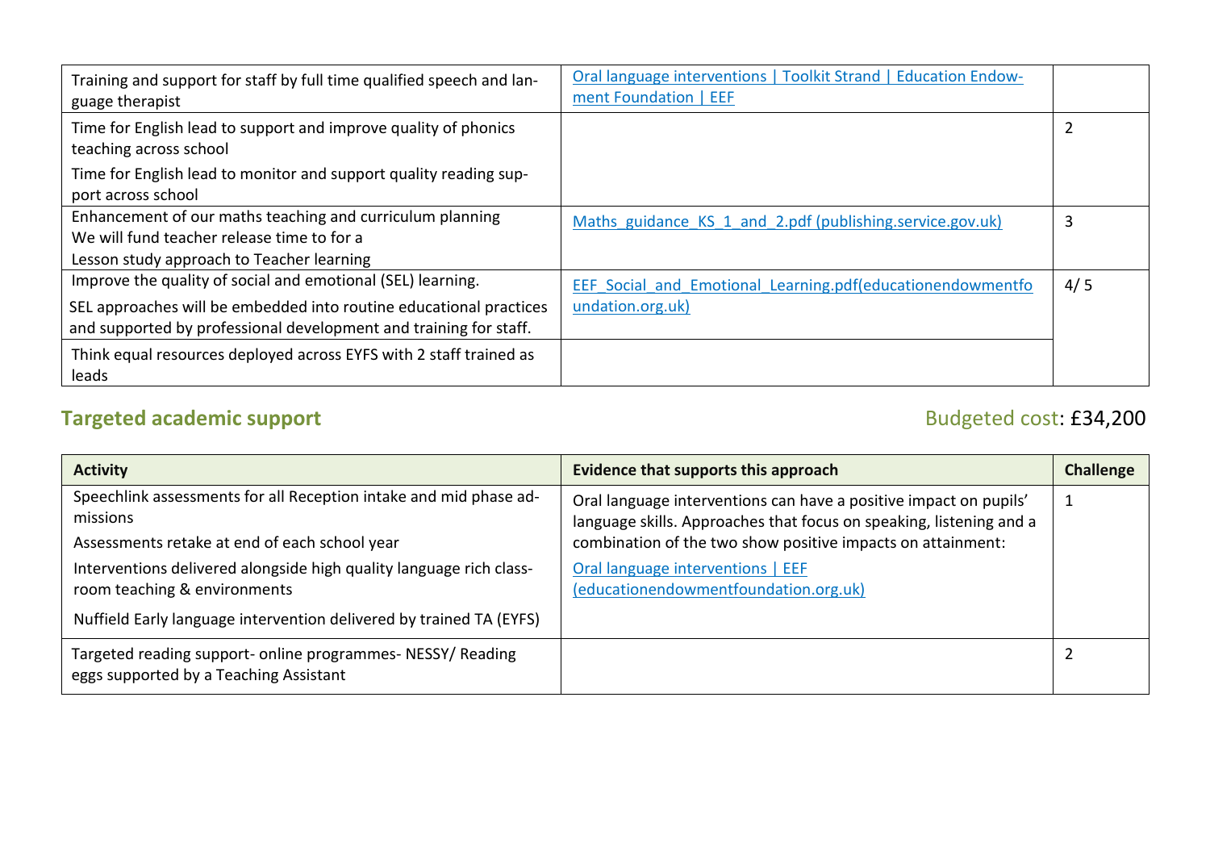| | | |
|---|---|---|
| Training and support for staff by full time qualified speech and language therapist | [Oral language interventions \| Toolkit Strand \| Education Endowment Foundation \| EEF](https://educationendowmentfoundation.org.uk) | |
| Time for English lead to support and improve quality of phonics teaching across school<br><br>Time for English lead to monitor and support quality reading support across school | | 2 |
| Enhancement of our maths teaching and curriculum planning<br>We will fund teacher release time to for a<br>Lesson study approach to Teacher learning | Maths_guidance_KS_1_and_2.pdf (publishing.service.gov.uk) | 3 |
| Improve the quality of social and emotional (SEL) learning.<br><br>SEL approaches will be embedded into routine educational practices and supported by professional development and training for staff. | EEF_Social_and_Emotional_Learning.pdf(educationendowmentfoundation.org.uk) | 4/ 5 |
| Think equal resources deployed across EYFS with 2 staff trained as leads | | |

## Targeted academic support

Budgeted cost: £34,200

| Activity | Evidence that supports this approach | Challenge |
|---|---|---|
| Speechlink assessments for all Reception intake and mid phase admissions<br><br>Assessments retake at end of each school year<br><br>Interventions delivered alongside high quality language rich classroom teaching & environments<br><br>Nuffield Early language intervention delivered by trained TA (EYFS) | Oral language interventions can have a positive impact on pupils' language skills. Approaches that focus on speaking, listening and a combination of the two show positive impacts on attainment:<br><br>Oral language interventions \| EEF (educationendowmentfoundation.org.uk) | 1 |
| Targeted reading support- online programmes- NESSY/ Reading eggs supported by a Teaching Assistant | | 2 |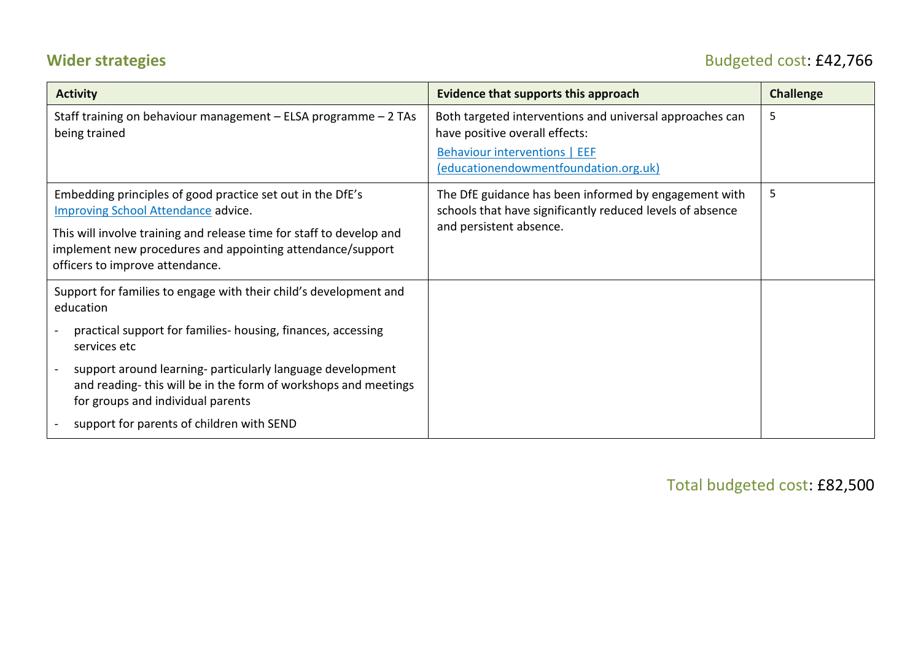## Wider strategies

Budgeted cost: £42,766

| Activity | Evidence that supports this approach | Challenge |
| --- | --- | --- |
| Staff training on behaviour management – ELSA programme – 2 TAs being trained | Both targeted interventions and universal approaches can have positive overall effects: [Behaviour interventions \| EEF (educationendowmentfoundation.org.uk)](https://educationendowmentfoundation.org.uk) | 5 |
| Embedding principles of good practice set out in the DfE's Improving School Attendance advice.<br><br>This will involve training and release time for staff to develop and implement new procedures and appointing attendance/support officers to improve attendance. | The DfE guidance has been informed by engagement with schools that have significantly reduced levels of absence and persistent absence. | 5 |
| Support for families to engage with their child's development and education<br>- practical support for families- housing, finances, accessing services etc<br>- support around learning- particularly language development and reading- this will be in the form of workshops and meetings for groups and individual parents<br>- support for parents of children with SEND | | |

Total budgeted cost: £82,500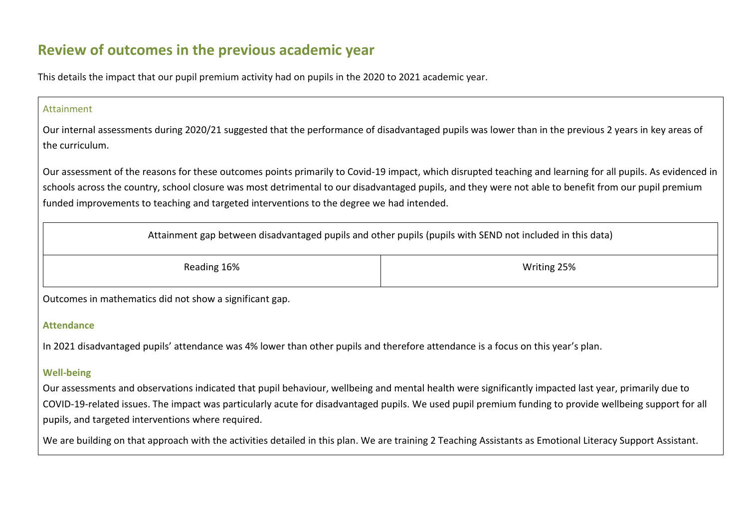# Review of outcomes in the previous academic year

This details the impact that our pupil premium activity had on pupils in the 2020 to 2021 academic year.

### Attainment

Our internal assessments during 2020/21 suggested that the performance of disadvantaged pupils was lower than in the previous 2 years in key areas of the curriculum.

Our assessment of the reasons for these outcomes points primarily to Covid-19 impact, which disrupted teaching and learning for all pupils. As evidenced in schools across the country, school closure was most detrimental to our disadvantaged pupils, and they were not able to benefit from our pupil premium funded improvements to teaching and targeted interventions to the degree we had intended.

| Attainment gap between disadvantaged pupils and other pupils (pupils with SEND not included in this data) | |
|---|---|
| Reading 16% | Writing 25% |

Outcomes in mathematics did not show a significant gap.

### Attendance

In 2021 disadvantaged pupils' attendance was 4% lower than other pupils and therefore attendance is a focus on this year's plan.

### Well-being

Our assessments and observations indicated that pupil behaviour, wellbeing and mental health were significantly impacted last year, primarily due to COVID-19-related issues. The impact was particularly acute for disadvantaged pupils. We used pupil premium funding to provide wellbeing support for all pupils, and targeted interventions where required.

We are building on that approach with the activities detailed in this plan. We are training 2 Teaching Assistants as Emotional Literacy Support Assistant.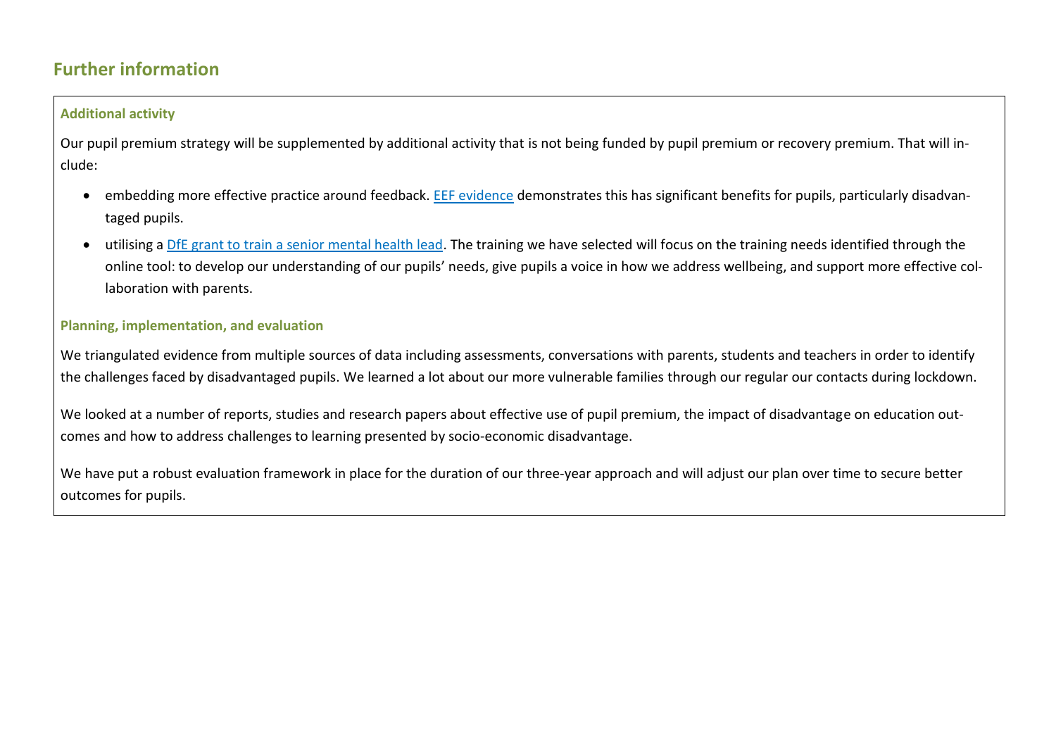## Further information

### Additional activity

Our pupil premium strategy will be supplemented by additional activity that is not being funded by pupil premium or recovery premium. That will include:

- embedding more effective practice around feedback. [EEF evidence]() demonstrates this has significant benefits for pupils, particularly disadvantaged pupils.
- utilising a [DfE grant to train a senior mental health lead](). The training we have selected will focus on the training needs identified through the online tool: to develop our understanding of our pupils' needs, give pupils a voice in how we address wellbeing, and support more effective collaboration with parents.

### Planning, implementation, and evaluation

We triangulated evidence from multiple sources of data including assessments, conversations with parents, students and teachers in order to identify the challenges faced by disadvantaged pupils. We learned a lot about our more vulnerable families through our regular our contacts during lockdown.

We looked at a number of reports, studies and research papers about effective use of pupil premium, the impact of disadvantage on education outcomes and how to address challenges to learning presented by socio-economic disadvantage.

We have put a robust evaluation framework in place for the duration of our three-year approach and will adjust our plan over time to secure better outcomes for pupils.